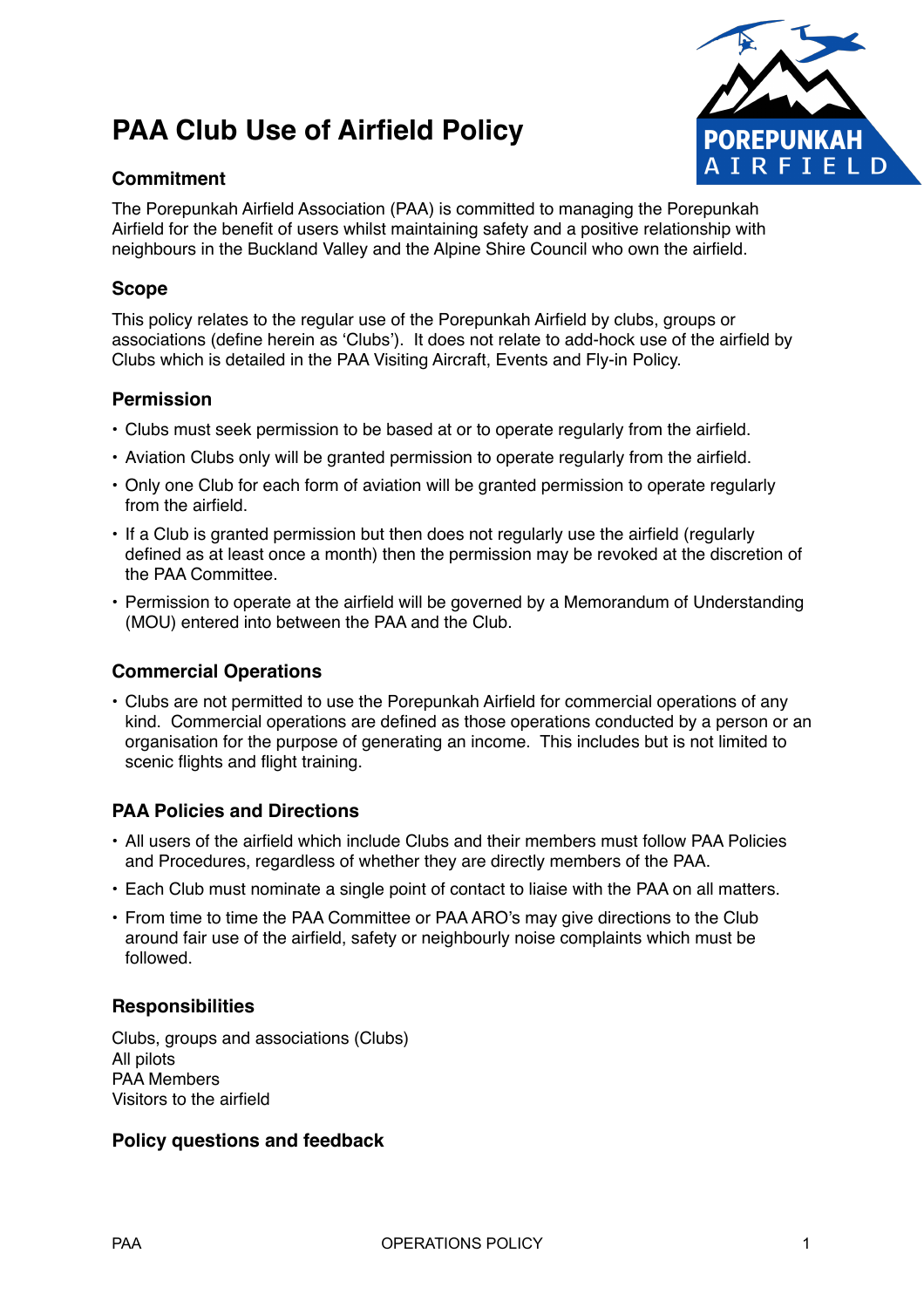# PAA Club Use of Airfield Policy

## Commitment

The Porepunkah Airfield Association (PAA) is committed to managing the Porepunkah Airfield for the benefit of users whilst maintaining safety and a positive relationship with neighbours in the Buckland Valley and the Alpine Shire Council who own the airfield.

## Scope

This policy relates to the regular use of the Porepunkah Airfield by clubs, groups or associations (define herein as 'Clubs'). It does not relate to add-hock use of the airfield by Clubs which is detailed in the PAA Visiting Aircraft, Events and Fly-in Policy.

## Permission

- Clubs must seek permission to be based at or to operate regularly from the airfield.
- Aviation Clubs only will be granted permission to operate regularly from the airfield.
- Only one Club for each form of aviation will be granted permission to operate regularly from the airfield.
- If a Club is granted permission but then does not regularly use the airfield (regularly defined as at least once a month) then the permission may be revoked at the discretion of the PAA Committee.
- Permission to operate at the airfield will be governed by a Memorandum of Understanding (MOU) entered into between the PAA and the Club.

## Commercial Operations

- Clubs are not permitted to use the Porepunkah Airfield for commercial operations of any kind. Commercial operations are defined as those operations conducted by a person or an organisation for the purpose of generating an income. This includes but is not limited to scenic flights and flight training.

## PAA Policies and Directions

- All users of the airfield which include Clubs and their members must follow PAA Policies and Procedures, regardless of whether they are directly members of the PAA.
- Each Club must nominate a single point of contact to liaise with the PAA on all matters.
- From time to time the PAA Committee or PAA ARO's may give directions to the Club around fair use of the airfield, safety or neighbourly noise complaints which must be followed.

## Responsibilities

Clubs, groups and associations (Clubs)
All pilots
PAA Members
Visitors to the airfield

## Policy questions and feedback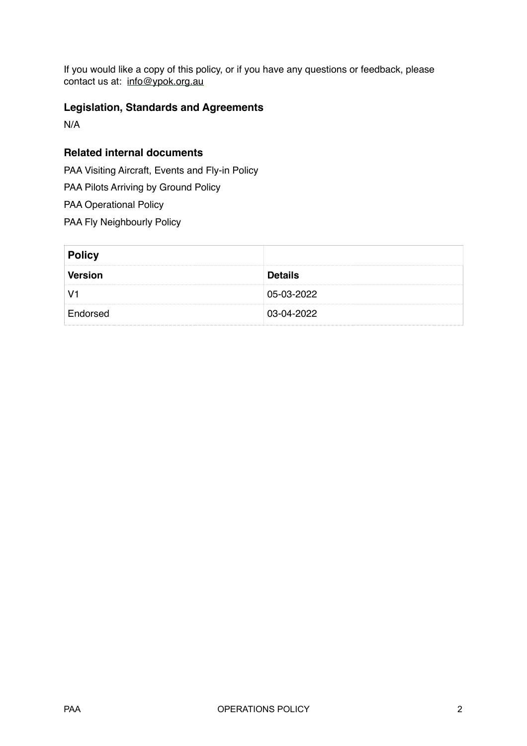If you would like a copy of this policy, or if you have any questions or feedback, please contact us at: info@ypok.org.au

## Legislation, Standards and Agreements

N/A

## Related internal documents

PAA Visiting Aircraft, Events and Fly-in Policy

PAA Pilots Arriving by Ground Policy

PAA Operational Policy

PAA Fly Neighbourly Policy

| **Policy** | |
|---|---|
| **Version** | **Details** |
| V1 | 05-03-2022 |
| Endorsed | 03-04-2022 |